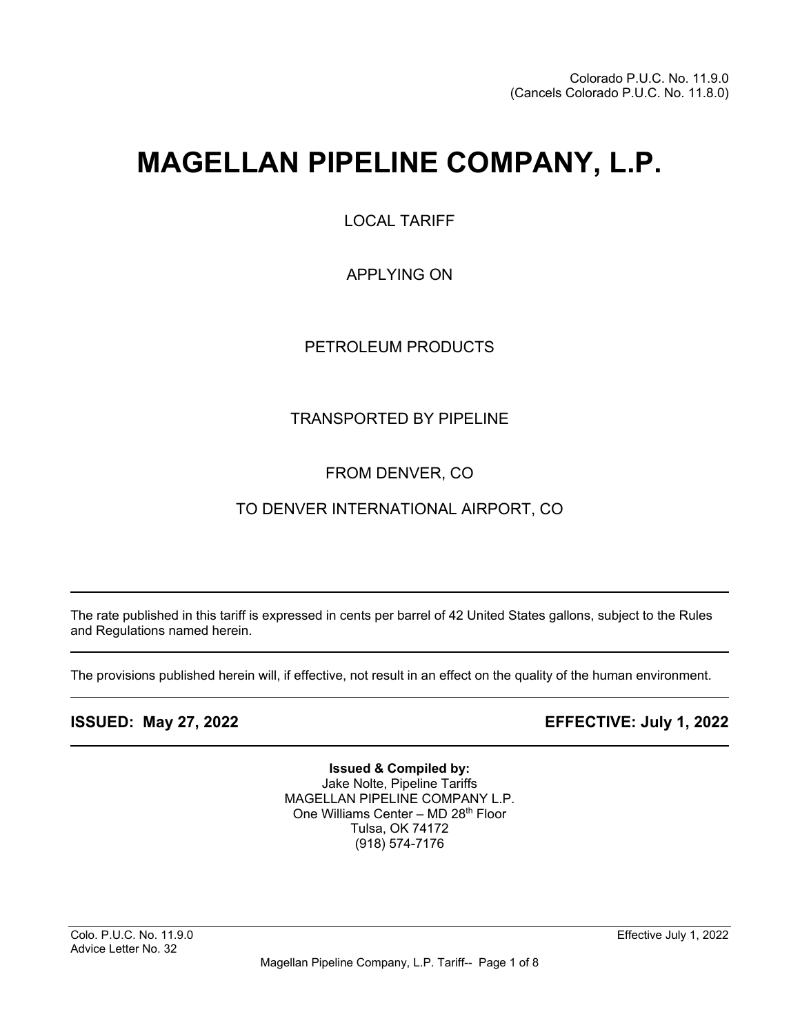Colorado P.U.C. No. 11.9.0
(Cancels Colorado P.U.C. No. 11.8.0)

# MAGELLAN PIPELINE COMPANY, L.P.

LOCAL TARIFF

APPLYING ON

PETROLEUM PRODUCTS

TRANSPORTED BY PIPELINE

FROM DENVER, CO

TO DENVER INTERNATIONAL AIRPORT, CO

---

The rate published in this tariff is expressed in cents per barrel of 42 United States gallons, subject to the Rules and Regulations named herein.

---

The provisions published herein will, if effective, not result in an effect on the quality of the human environment.

---

**ISSUED: May 27, 2022** **EFFECTIVE: July 1, 2022**

---

**Issued & Compiled by:**
Jake Nolte, Pipeline Tariffs
MAGELLAN PIPELINE COMPANY L.P.
One Williams Center – MD 28th Floor
Tulsa, OK 74172
(918) 574-7176

Colo. P.U.C. No. 11.9.0
Advice Letter No. 32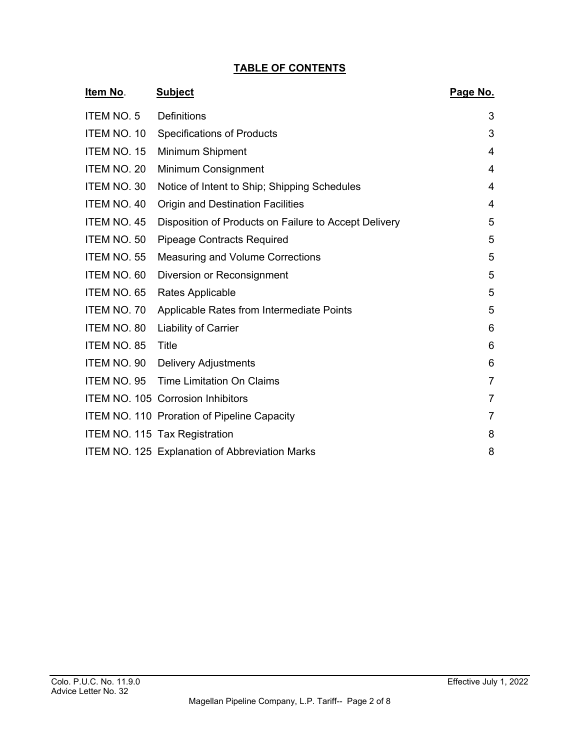# TABLE OF CONTENTS

| Item No. | Subject | Page No. |
|---|---|---|
| ITEM NO. 5 | Definitions | 3 |
| ITEM NO. 10 | Specifications of Products | 3 |
| ITEM NO. 15 | Minimum Shipment | 4 |
| ITEM NO. 20 | Minimum Consignment | 4 |
| ITEM NO. 30 | Notice of Intent to Ship; Shipping Schedules | 4 |
| ITEM NO. 40 | Origin and Destination Facilities | 4 |
| ITEM NO. 45 | Disposition of Products on Failure to Accept Delivery | 5 |
| ITEM NO. 50 | Pipeage Contracts Required | 5 |
| ITEM NO. 55 | Measuring and Volume Corrections | 5 |
| ITEM NO. 60 | Diversion or Reconsignment | 5 |
| ITEM NO. 65 | Rates Applicable | 5 |
| ITEM NO. 70 | Applicable Rates from Intermediate Points | 5 |
| ITEM NO. 80 | Liability of Carrier | 6 |
| ITEM NO. 85 | Title | 6 |
| ITEM NO. 90 | Delivery Adjustments | 6 |
| ITEM NO. 95 | Time Limitation On Claims | 7 |
| ITEM NO. 105 | Corrosion Inhibitors | 7 |
| ITEM NO. 110 | Proration of Pipeline Capacity | 7 |
| ITEM NO. 115 | Tax Registration | 8 |
| ITEM NO. 125 | Explanation of Abbreviation Marks | 8 |

Colo. P.U.C. No. 11.9.0
Advice Letter No. 32

Effective July 1, 2022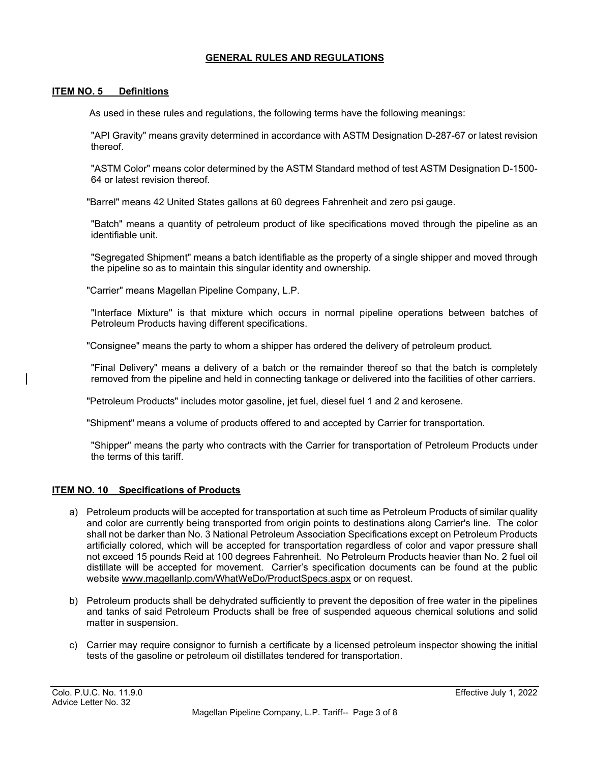# GENERAL RULES AND REGULATIONS

## ITEM NO. 5 Definitions

As used in these rules and regulations, the following terms have the following meanings:

"API Gravity" means gravity determined in accordance with ASTM Designation D-287-67 or latest revision thereof.

"ASTM Color" means color determined by the ASTM Standard method of test ASTM Designation D-1500-64 or latest revision thereof.

"Barrel" means 42 United States gallons at 60 degrees Fahrenheit and zero psi gauge.

"Batch" means a quantity of petroleum product of like specifications moved through the pipeline as an identifiable unit.

"Segregated Shipment" means a batch identifiable as the property of a single shipper and moved through the pipeline so as to maintain this singular identity and ownership.

"Carrier" means Magellan Pipeline Company, L.P.

"Interface Mixture" is that mixture which occurs in normal pipeline operations between batches of Petroleum Products having different specifications.

"Consignee" means the party to whom a shipper has ordered the delivery of petroleum product.

"Final Delivery" means a delivery of a batch or the remainder thereof so that the batch is completely removed from the pipeline and held in connecting tankage or delivered into the facilities of other carriers.

"Petroleum Products" includes motor gasoline, jet fuel, diesel fuel 1 and 2 and kerosene.

"Shipment" means a volume of products offered to and accepted by Carrier for transportation.

"Shipper" means the party who contracts with the Carrier for transportation of Petroleum Products under the terms of this tariff.

## ITEM NO. 10 Specifications of Products

a) Petroleum products will be accepted for transportation at such time as Petroleum Products of similar quality and color are currently being transported from origin points to destinations along Carrier's line. The color shall not be darker than No. 3 National Petroleum Association Specifications except on Petroleum Products artificially colored, which will be accepted for transportation regardless of color and vapor pressure shall not exceed 15 pounds Reid at 100 degrees Fahrenheit. No Petroleum Products heavier than No. 2 fuel oil distillate will be accepted for movement. Carrier's specification documents can be found at the public website www.magellanlp.com/WhatWeDo/ProductSpecs.aspx or on request.

b) Petroleum products shall be dehydrated sufficiently to prevent the deposition of free water in the pipelines and tanks of said Petroleum Products shall be free of suspended aqueous chemical solutions and solid matter in suspension.

c) Carrier may require consignor to furnish a certificate by a licensed petroleum inspector showing the initial tests of the gasoline or petroleum oil distillates tendered for transportation.

Colo. P.U.C. No. 11.9.0 Effective July 1, 2022
Advice Letter No. 32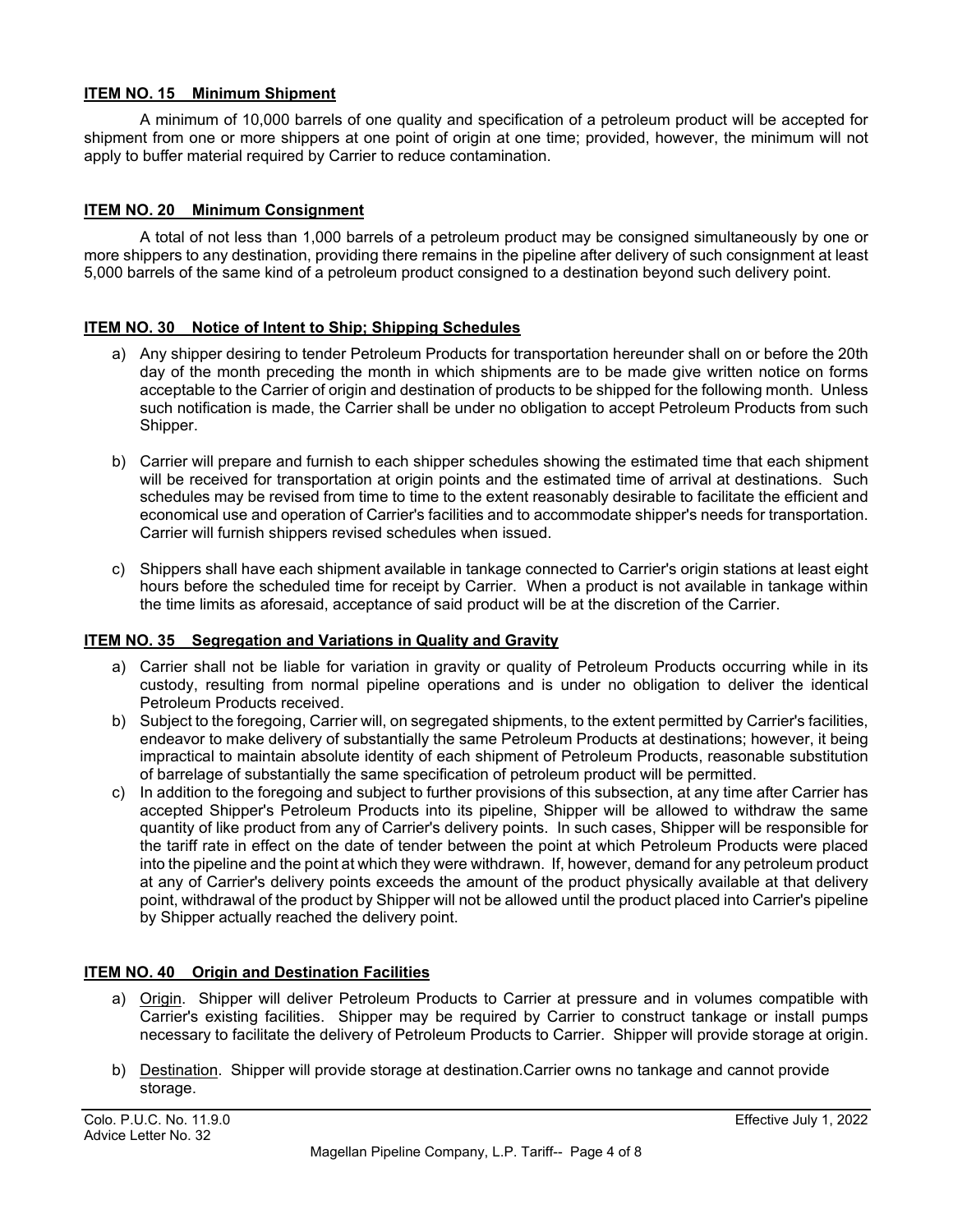**ITEM NO. 15 Minimum Shipment**

A minimum of 10,000 barrels of one quality and specification of a petroleum product will be accepted for shipment from one or more shippers at one point of origin at one time; provided, however, the minimum will not apply to buffer material required by Carrier to reduce contamination.

**ITEM NO. 20 Minimum Consignment**

A total of not less than 1,000 barrels of a petroleum product may be consigned simultaneously by one or more shippers to any destination, providing there remains in the pipeline after delivery of such consignment at least 5,000 barrels of the same kind of a petroleum product consigned to a destination beyond such delivery point.

**ITEM NO. 30 Notice of Intent to Ship; Shipping Schedules**

a) Any shipper desiring to tender Petroleum Products for transportation hereunder shall on or before the 20th day of the month preceding the month in which shipments are to be made give written notice on forms acceptable to the Carrier of origin and destination of products to be shipped for the following month. Unless such notification is made, the Carrier shall be under no obligation to accept Petroleum Products from such Shipper.

b) Carrier will prepare and furnish to each shipper schedules showing the estimated time that each shipment will be received for transportation at origin points and the estimated time of arrival at destinations. Such schedules may be revised from time to time to the extent reasonably desirable to facilitate the efficient and economical use and operation of Carrier's facilities and to accommodate shipper's needs for transportation. Carrier will furnish shippers revised schedules when issued.

c) Shippers shall have each shipment available in tankage connected to Carrier's origin stations at least eight hours before the scheduled time for receipt by Carrier. When a product is not available in tankage within the time limits as aforesaid, acceptance of said product will be at the discretion of the Carrier.

**ITEM NO. 35 Segregation and Variations in Quality and Gravity**

a) Carrier shall not be liable for variation in gravity or quality of Petroleum Products occurring while in its custody, resulting from normal pipeline operations and is under no obligation to deliver the identical Petroleum Products received.
b) Subject to the foregoing, Carrier will, on segregated shipments, to the extent permitted by Carrier's facilities, endeavor to make delivery of substantially the same Petroleum Products at destinations; however, it being impractical to maintain absolute identity of each shipment of Petroleum Products, reasonable substitution of barrelage of substantially the same specification of petroleum product will be permitted.
c) In addition to the foregoing and subject to further provisions of this subsection, at any time after Carrier has accepted Shipper's Petroleum Products into its pipeline, Shipper will be allowed to withdraw the same quantity of like product from any of Carrier's delivery points. In such cases, Shipper will be responsible for the tariff rate in effect on the date of tender between the point at which Petroleum Products were placed into the pipeline and the point at which they were withdrawn. If, however, demand for any petroleum product at any of Carrier's delivery points exceeds the amount of the product physically available at that delivery point, withdrawal of the product by Shipper will not be allowed until the product placed into Carrier's pipeline by Shipper actually reached the delivery point.

**ITEM NO. 40 Origin and Destination Facilities**

a) Origin. Shipper will deliver Petroleum Products to Carrier at pressure and in volumes compatible with Carrier's existing facilities. Shipper may be required by Carrier to construct tankage or install pumps necessary to facilitate the delivery of Petroleum Products to Carrier. Shipper will provide storage at origin.

b) Destination. Shipper will provide storage at destination.Carrier owns no tankage and cannot provide storage.

Colo. P.U.C. No. 11.9.0
Advice Letter No. 32

Effective July 1, 2022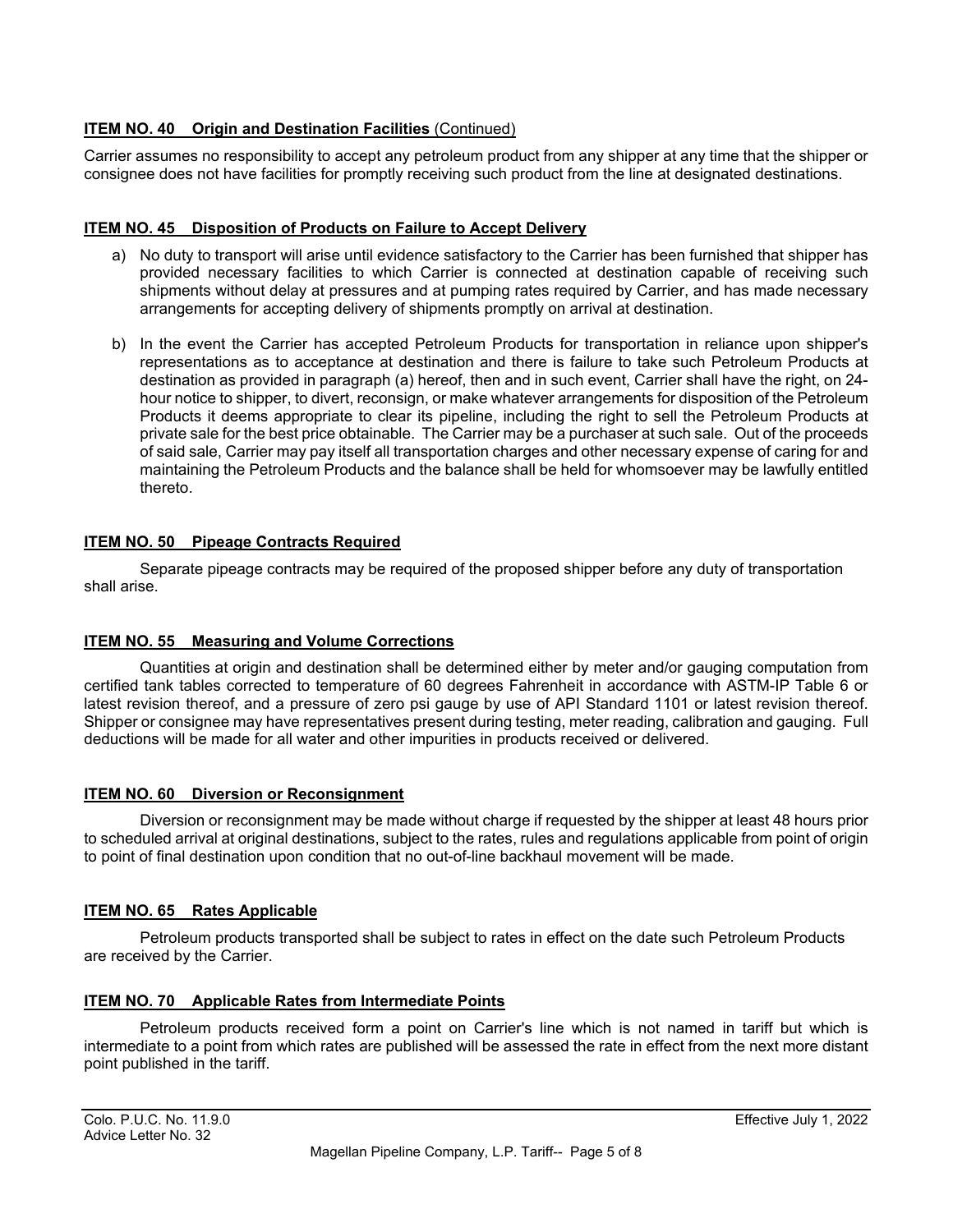**ITEM NO. 40 Origin and Destination Facilities** (Continued)

Carrier assumes no responsibility to accept any petroleum product from any shipper at any time that the shipper or consignee does not have facilities for promptly receiving such product from the line at designated destinations.

**ITEM NO. 45 Disposition of Products on Failure to Accept Delivery**

a) No duty to transport will arise until evidence satisfactory to the Carrier has been furnished that shipper has provided necessary facilities to which Carrier is connected at destination capable of receiving such shipments without delay at pressures and at pumping rates required by Carrier, and has made necessary arrangements for accepting delivery of shipments promptly on arrival at destination.

b) In the event the Carrier has accepted Petroleum Products for transportation in reliance upon shipper's representations as to acceptance at destination and there is failure to take such Petroleum Products at destination as provided in paragraph (a) hereof, then and in such event, Carrier shall have the right, on 24-hour notice to shipper, to divert, reconsign, or make whatever arrangements for disposition of the Petroleum Products it deems appropriate to clear its pipeline, including the right to sell the Petroleum Products at private sale for the best price obtainable. The Carrier may be a purchaser at such sale. Out of the proceeds of said sale, Carrier may pay itself all transportation charges and other necessary expense of caring for and maintaining the Petroleum Products and the balance shall be held for whomsoever may be lawfully entitled thereto.

**ITEM NO. 50 Pipeage Contracts Required**

Separate pipeage contracts may be required of the proposed shipper before any duty of transportation shall arise.

**ITEM NO. 55 Measuring and Volume Corrections**

Quantities at origin and destination shall be determined either by meter and/or gauging computation from certified tank tables corrected to temperature of 60 degrees Fahrenheit in accordance with ASTM-IP Table 6 or latest revision thereof, and a pressure of zero psi gauge by use of API Standard 1101 or latest revision thereof. Shipper or consignee may have representatives present during testing, meter reading, calibration and gauging. Full deductions will be made for all water and other impurities in products received or delivered.

**ITEM NO. 60 Diversion or Reconsignment**

Diversion or reconsignment may be made without charge if requested by the shipper at least 48 hours prior to scheduled arrival at original destinations, subject to the rates, rules and regulations applicable from point of origin to point of final destination upon condition that no out-of-line backhaul movement will be made.

**ITEM NO. 65 Rates Applicable**

Petroleum products transported shall be subject to rates in effect on the date such Petroleum Products are received by the Carrier.

**ITEM NO. 70 Applicable Rates from Intermediate Points**

Petroleum products received form a point on Carrier's line which is not named in tariff but which is intermediate to a point from which rates are published will be assessed the rate in effect from the next more distant point published in the tariff.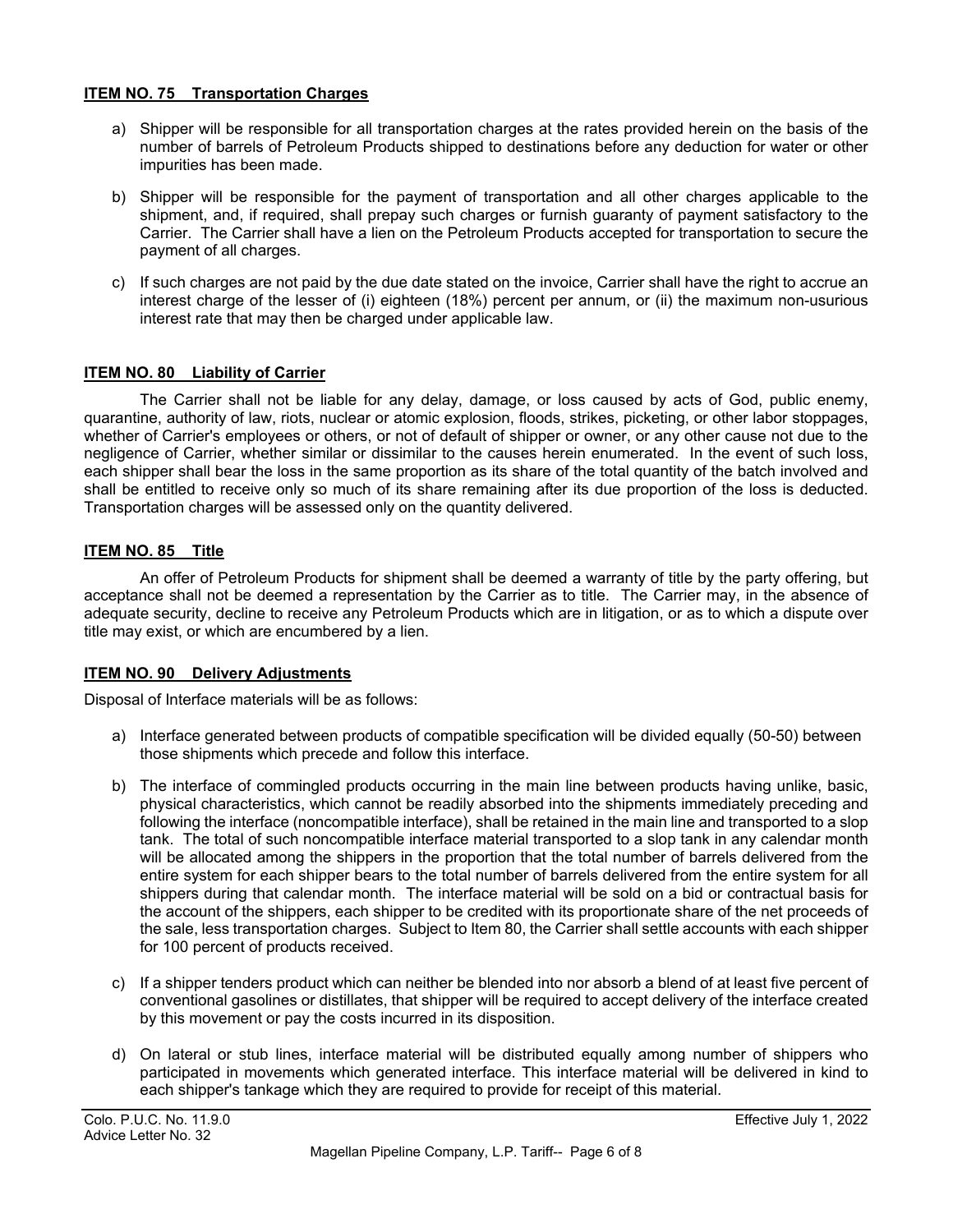## ITEM NO. 75 Transportation Charges

a) Shipper will be responsible for all transportation charges at the rates provided herein on the basis of the number of barrels of Petroleum Products shipped to destinations before any deduction for water or other impurities has been made.

b) Shipper will be responsible for the payment of transportation and all other charges applicable to the shipment, and, if required, shall prepay such charges or furnish guaranty of payment satisfactory to the Carrier. The Carrier shall have a lien on the Petroleum Products accepted for transportation to secure the payment of all charges.

c) If such charges are not paid by the due date stated on the invoice, Carrier shall have the right to accrue an interest charge of the lesser of (i) eighteen (18%) percent per annum, or (ii) the maximum non-usurious interest rate that may then be charged under applicable law.

## ITEM NO. 80 Liability of Carrier

The Carrier shall not be liable for any delay, damage, or loss caused by acts of God, public enemy, quarantine, authority of law, riots, nuclear or atomic explosion, floods, strikes, picketing, or other labor stoppages, whether of Carrier's employees or others, or not of default of shipper or owner, or any other cause not due to the negligence of Carrier, whether similar or dissimilar to the causes herein enumerated. In the event of such loss, each shipper shall bear the loss in the same proportion as its share of the total quantity of the batch involved and shall be entitled to receive only so much of its share remaining after its due proportion of the loss is deducted. Transportation charges will be assessed only on the quantity delivered.

## ITEM NO. 85 Title

An offer of Petroleum Products for shipment shall be deemed a warranty of title by the party offering, but acceptance shall not be deemed a representation by the Carrier as to title. The Carrier may, in the absence of adequate security, decline to receive any Petroleum Products which are in litigation, or as to which a dispute over title may exist, or which are encumbered by a lien.

## ITEM NO. 90 Delivery Adjustments

Disposal of Interface materials will be as follows:

a) Interface generated between products of compatible specification will be divided equally (50-50) between those shipments which precede and follow this interface.

b) The interface of commingled products occurring in the main line between products having unlike, basic, physical characteristics, which cannot be readily absorbed into the shipments immediately preceding and following the interface (noncompatible interface), shall be retained in the main line and transported to a slop tank. The total of such noncompatible interface material transported to a slop tank in any calendar month will be allocated among the shippers in the proportion that the total number of barrels delivered from the entire system for each shipper bears to the total number of barrels delivered from the entire system for all shippers during that calendar month. The interface material will be sold on a bid or contractual basis for the account of the shippers, each shipper to be credited with its proportionate share of the net proceeds of the sale, less transportation charges. Subject to Item 80, the Carrier shall settle accounts with each shipper for 100 percent of products received.

c) If a shipper tenders product which can neither be blended into nor absorb a blend of at least five percent of conventional gasolines or distillates, that shipper will be required to accept delivery of the interface created by this movement or pay the costs incurred in its disposition.

d) On lateral or stub lines, interface material will be distributed equally among number of shippers who participated in movements which generated interface. This interface material will be delivered in kind to each shipper's tankage which they are required to provide for receipt of this material.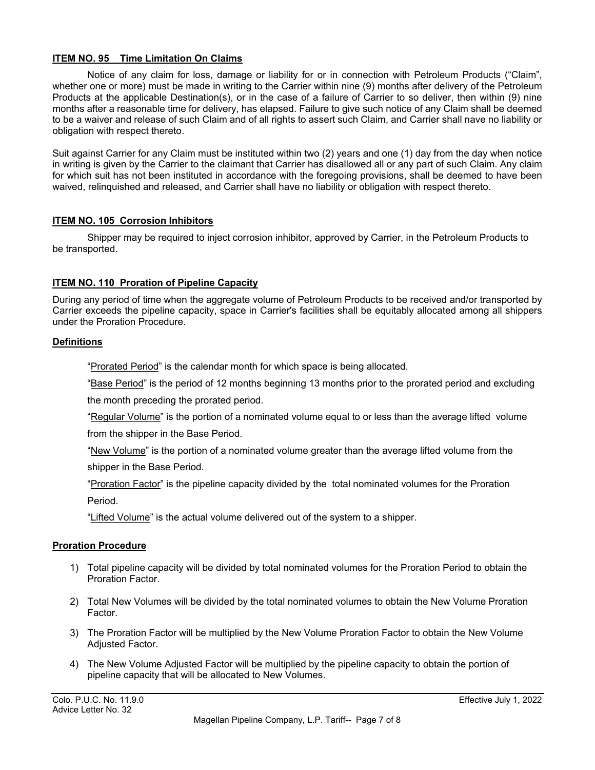**ITEM NO. 95 Time Limitation On Claims**

Notice of any claim for loss, damage or liability for or in connection with Petroleum Products ("Claim", whether one or more) must be made in writing to the Carrier within nine (9) months after delivery of the Petroleum Products at the applicable Destination(s), or in the case of a failure of Carrier to so deliver, then within (9) nine months after a reasonable time for delivery, has elapsed. Failure to give such notice of any Claim shall be deemed to be a waiver and release of such Claim and of all rights to assert such Claim, and Carrier shall nave no liability or obligation with respect thereto.

Suit against Carrier for any Claim must be instituted within two (2) years and one (1) day from the day when notice in writing is given by the Carrier to the claimant that Carrier has disallowed all or any part of such Claim. Any claim for which suit has not been instituted in accordance with the foregoing provisions, shall be deemed to have been waived, relinquished and released, and Carrier shall have no liability or obligation with respect thereto.

**ITEM NO. 105 Corrosion Inhibitors**

Shipper may be required to inject corrosion inhibitor, approved by Carrier, in the Petroleum Products to be transported.

**ITEM NO. 110 Proration of Pipeline Capacity**

During any period of time when the aggregate volume of Petroleum Products to be received and/or transported by Carrier exceeds the pipeline capacity, space in Carrier's facilities shall be equitably allocated among all shippers under the Proration Procedure.

**Definitions**

"Prorated Period" is the calendar month for which space is being allocated.

"Base Period" is the period of 12 months beginning 13 months prior to the prorated period and excluding the month preceding the prorated period.

"Regular Volume" is the portion of a nominated volume equal to or less than the average lifted volume from the shipper in the Base Period.

"New Volume" is the portion of a nominated volume greater than the average lifted volume from the shipper in the Base Period.

"Proration Factor" is the pipeline capacity divided by the total nominated volumes for the Proration Period.

"Lifted Volume" is the actual volume delivered out of the system to a shipper.

**Proration Procedure**

1) Total pipeline capacity will be divided by total nominated volumes for the Proration Period to obtain the Proration Factor.
2) Total New Volumes will be divided by the total nominated volumes to obtain the New Volume Proration Factor.
3) The Proration Factor will be multiplied by the New Volume Proration Factor to obtain the New Volume Adjusted Factor.
4) The New Volume Adjusted Factor will be multiplied by the pipeline capacity to obtain the portion of pipeline capacity that will be allocated to New Volumes.

Colo. P.U.C. No. 11.9.0
Advice Letter No. 32

Effective July 1, 2022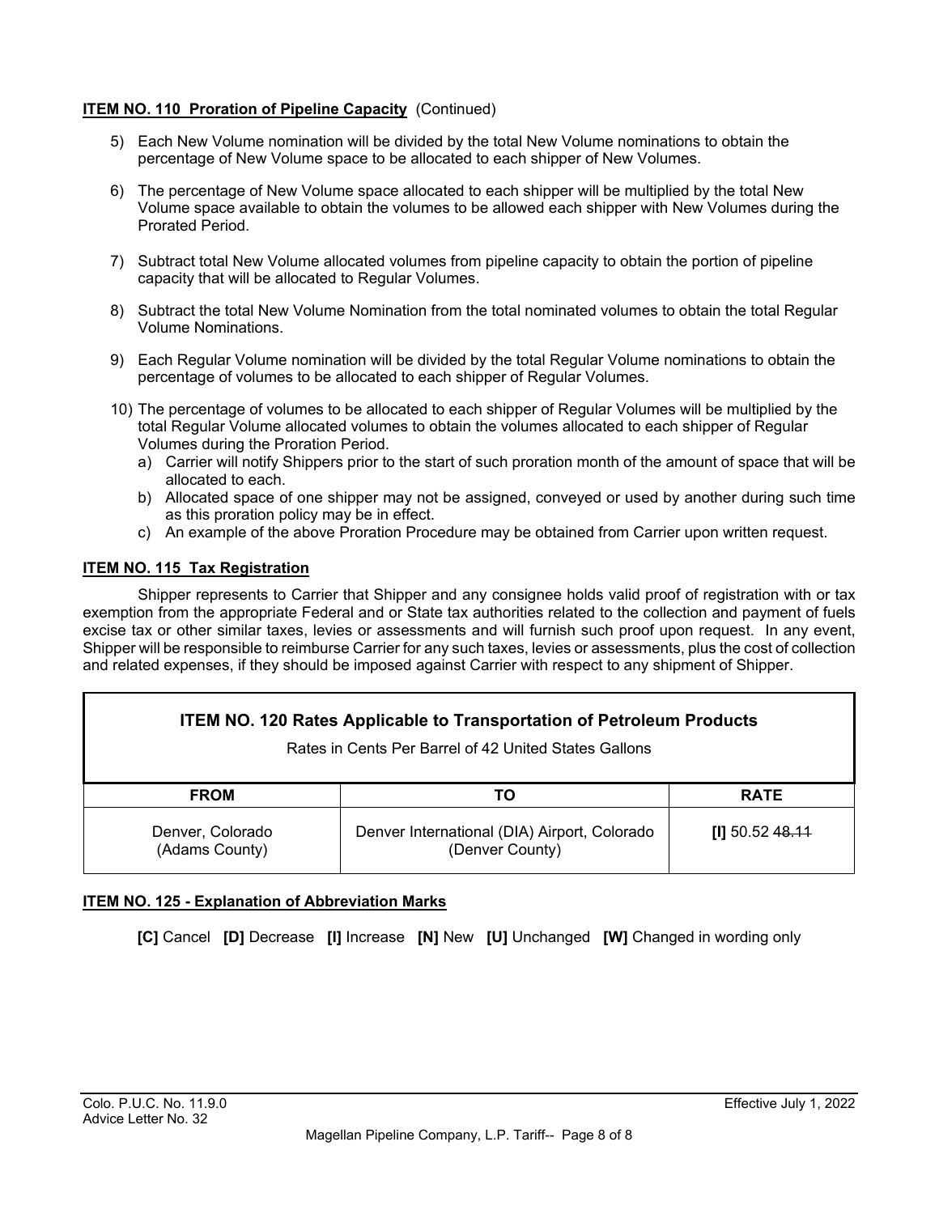**ITEM NO. 110 Proration of Pipeline Capacity** (Continued)

5) Each New Volume nomination will be divided by the total New Volume nominations to obtain the percentage of New Volume space to be allocated to each shipper of New Volumes.

6) The percentage of New Volume space allocated to each shipper will be multiplied by the total New Volume space available to obtain the volumes to be allowed each shipper with New Volumes during the Prorated Period.

7) Subtract total New Volume allocated volumes from pipeline capacity to obtain the portion of pipeline capacity that will be allocated to Regular Volumes.

8) Subtract the total New Volume Nomination from the total nominated volumes to obtain the total Regular Volume Nominations.

9) Each Regular Volume nomination will be divided by the total Regular Volume nominations to obtain the percentage of volumes to be allocated to each shipper of Regular Volumes.

10) The percentage of volumes to be allocated to each shipper of Regular Volumes will be multiplied by the total Regular Volume allocated volumes to obtain the volumes allocated to each shipper of Regular Volumes during the Proration Period.
    a) Carrier will notify Shippers prior to the start of such proration month of the amount of space that will be allocated to each.
    b) Allocated space of one shipper may not be assigned, conveyed or used by another during such time as this proration policy may be in effect.
    c) An example of the above Proration Procedure may be obtained from Carrier upon written request.

**ITEM NO. 115 Tax Registration**

Shipper represents to Carrier that Shipper and any consignee holds valid proof of registration with or tax exemption from the appropriate Federal and or State tax authorities related to the collection and payment of fuels excise tax or other similar taxes, levies or assessments and will furnish such proof upon request. In any event, Shipper will be responsible to reimburse Carrier for any such taxes, levies or assessments, plus the cost of collection and related expenses, if they should be imposed against Carrier with respect to any shipment of Shipper.

**ITEM NO. 120 Rates Applicable to Transportation of Petroleum Products**

Rates in Cents Per Barrel of 42 United States Gallons

| FROM | TO | RATE |
|---|---|---|
| Denver, Colorado (Adams County) | Denver International (DIA) Airport, Colorado (Denver County) | **[I]** 50.52 ~~48.11~~ |

**ITEM NO. 125 - Explanation of Abbreviation Marks**

**[C]** Cancel **[D]** Decrease **[I]** Increase **[N]** New **[U]** Unchanged **[W]** Changed in wording only

Colo. P.U.C. No. 11.9.0
Advice Letter No. 32

Effective July 1, 2022